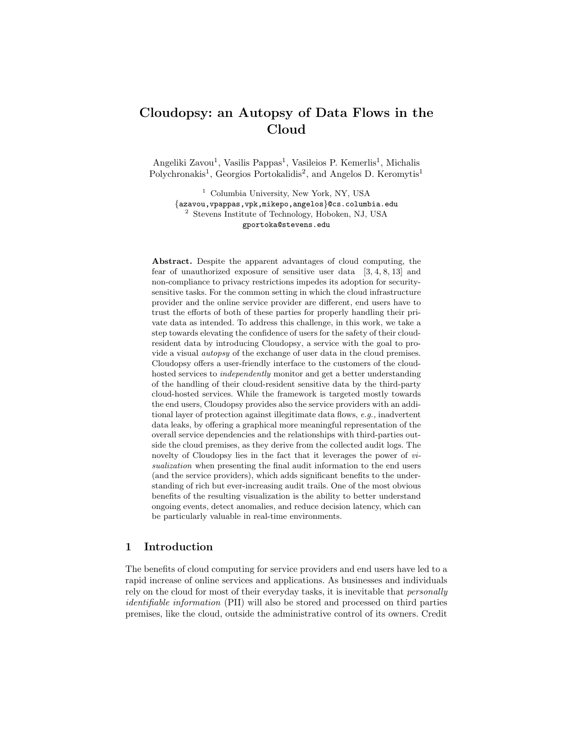# Cloudopsy: an Autopsy of Data Flows in the Cloud

Angeliki Zavou[1], Vasilis Pappas[1], Vasileios P. Kemerlis[1], Michalis Polychronakis[1], Georgios Portokalidis[2], and Angelos D. Keromytis[1]

[1] Columbia University, New York, NY, USA
{azavou,vpappas,vpk,mikepo,angelos}@cs.columbia.edu
[2] Stevens Institute of Technology, Hoboken, NJ, USA
gportoka@stevens.edu

**Abstract.** Despite the apparent advantages of cloud computing, the fear of unauthorized exposure of sensitive user data [3, 4, 8, 13] and non-compliance to privacy restrictions impedes its adoption for security-sensitive tasks. For the common setting in which the cloud infrastructure provider and the online service provider are different, end users have to trust the efforts of both of these parties for properly handling their private data as intended. To address this challenge, in this work, we take a step towards elevating the confidence of users for the safety of their cloud-resident data by introducing Cloudopsy, a service with the goal to provide a visual *autopsy* of the exchange of user data in the cloud premises. Cloudopsy offers a user-friendly interface to the customers of the cloud-hosted services to *independently* monitor and get a better understanding of the handling of their cloud-resident sensitive data by the third-party cloud-hosted services. While the framework is targeted mostly towards the end users, Cloudopsy provides also the service providers with an additional layer of protection against illegitimate data flows, *e.g.,* inadvertent data leaks, by offering a graphical more meaningful representation of the overall service dependencies and the relationships with third-parties outside the cloud premises, as they derive from the collected audit logs. The novelty of Cloudopsy lies in the fact that it leverages the power of *visualization* when presenting the final audit information to the end users (and the service providers), which adds significant benefits to the understanding of rich but ever-increasing audit trails. One of the most obvious benefits of the resulting visualization is the ability to better understand ongoing events, detect anomalies, and reduce decision latency, which can be particularly valuable in real-time environments.

## 1 Introduction

The benefits of cloud computing for service providers and end users have led to a rapid increase of online services and applications. As businesses and individuals rely on the cloud for most of their everyday tasks, it is inevitable that *personally identifiable information* (PII) will also be stored and processed on third parties premises, like the cloud, outside the administrative control of its owners. Credit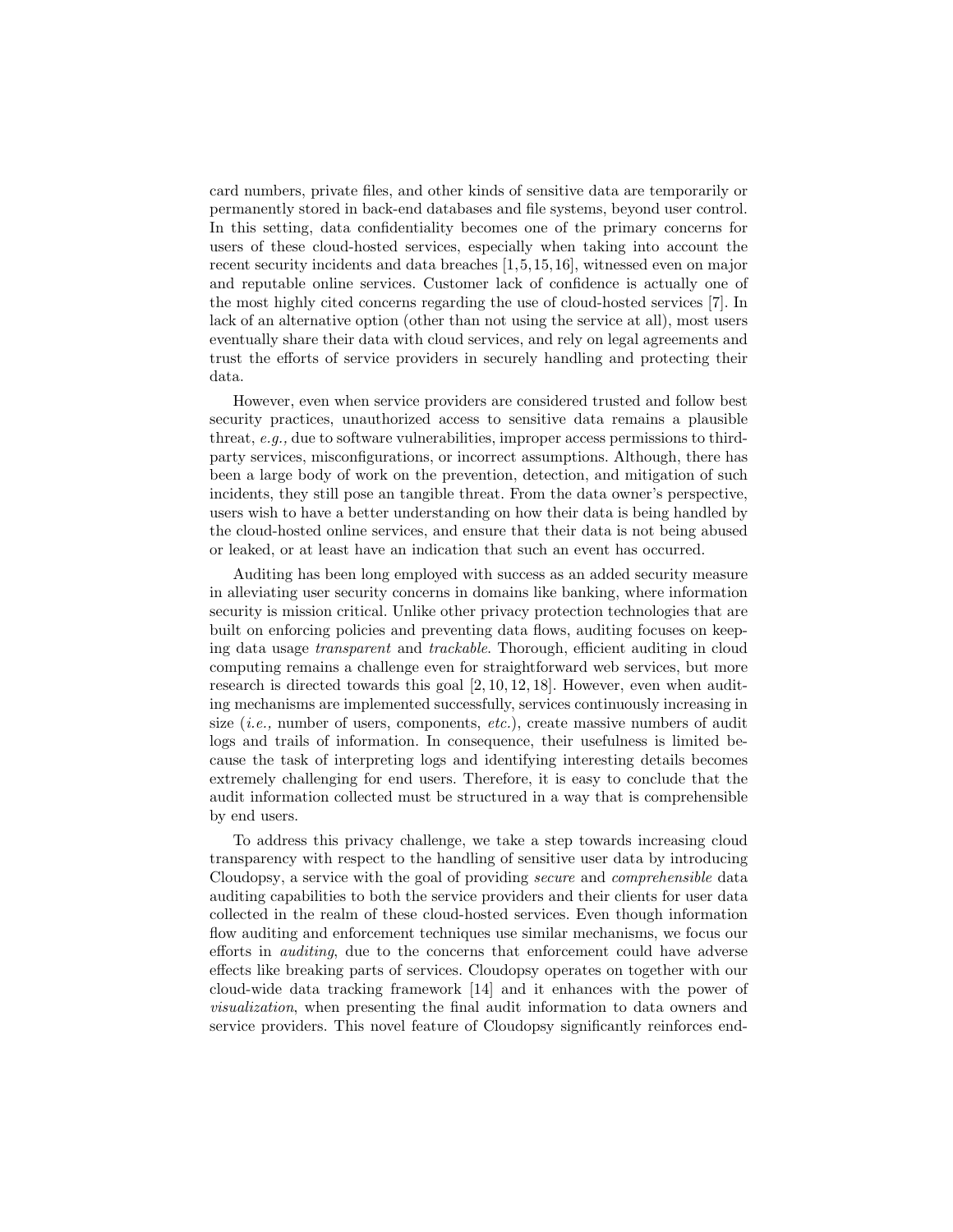card numbers, private files, and other kinds of sensitive data are temporarily or permanently stored in back-end databases and file systems, beyond user control. In this setting, data confidentiality becomes one of the primary concerns for users of these cloud-hosted services, especially when taking into account the recent security incidents and data breaches [1,5,15,16], witnessed even on major and reputable online services. Customer lack of confidence is actually one of the most highly cited concerns regarding the use of cloud-hosted services [7]. In lack of an alternative option (other than not using the service at all), most users eventually share their data with cloud services, and rely on legal agreements and trust the efforts of service providers in securely handling and protecting their data.

However, even when service providers are considered trusted and follow best security practices, unauthorized access to sensitive data remains a plausible threat, *e.g.,* due to software vulnerabilities, improper access permissions to third-party services, misconfigurations, or incorrect assumptions. Although, there has been a large body of work on the prevention, detection, and mitigation of such incidents, they still pose an tangible threat. From the data owner's perspective, users wish to have a better understanding on how their data is being handled by the cloud-hosted online services, and ensure that their data is not being abused or leaked, or at least have an indication that such an event has occurred.

Auditing has been long employed with success as an added security measure in alleviating user security concerns in domains like banking, where information security is mission critical. Unlike other privacy protection technologies that are built on enforcing policies and preventing data flows, auditing focuses on keeping data usage *transparent* and *trackable*. Thorough, efficient auditing in cloud computing remains a challenge even for straightforward web services, but more research is directed towards this goal [2, 10, 12, 18]. However, even when auditing mechanisms are implemented successfully, services continuously increasing in size (*i.e.,* number of users, components, *etc.*), create massive numbers of audit logs and trails of information. In consequence, their usefulness is limited because the task of interpreting logs and identifying interesting details becomes extremely challenging for end users. Therefore, it is easy to conclude that the audit information collected must be structured in a way that is comprehensible by end users.

To address this privacy challenge, we take a step towards increasing cloud transparency with respect to the handling of sensitive user data by introducing Cloudopsy, a service with the goal of providing *secure* and *comprehensible* data auditing capabilities to both the service providers and their clients for user data collected in the realm of these cloud-hosted services. Even though information flow auditing and enforcement techniques use similar mechanisms, we focus our efforts in *auditing*, due to the concerns that enforcement could have adverse effects like breaking parts of services. Cloudopsy operates on together with our cloud-wide data tracking framework [14] and it enhances with the power of *visualization*, when presenting the final audit information to data owners and service providers. This novel feature of Cloudopsy significantly reinforces end-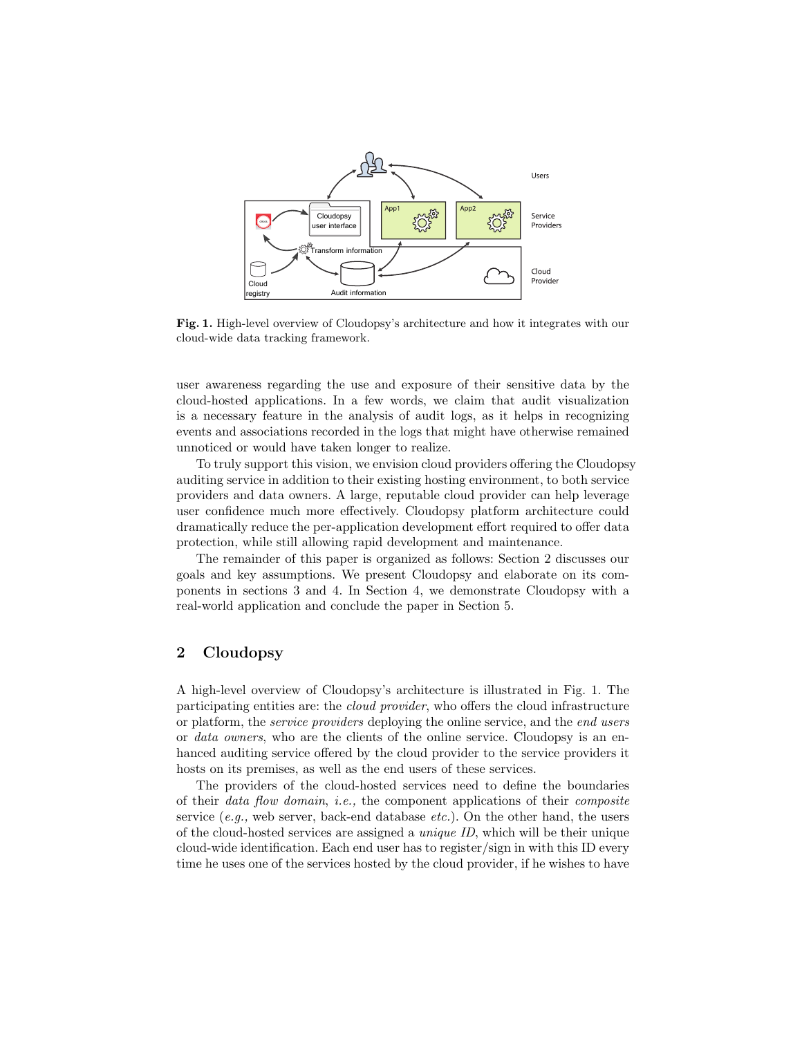Users

Cloudopsy user interface

App1

App2

Service Providers

Transform information

Cloud registry

Audit information

Cloud Provider

**Fig. 1.** High-level overview of Cloudopsy's architecture and how it integrates with our cloud-wide data tracking framework.

user awareness regarding the use and exposure of their sensitive data by the cloud-hosted applications. In a few words, we claim that audit visualization is a necessary feature in the analysis of audit logs, as it helps in recognizing events and associations recorded in the logs that might have otherwise remained unnoticed or would have taken longer to realize.

To truly support this vision, we envision cloud providers offering the Cloudopsy auditing service in addition to their existing hosting environment, to both service providers and data owners. A large, reputable cloud provider can help leverage user confidence much more effectively. Cloudopsy platform architecture could dramatically reduce the per-application development effort required to offer data protection, while still allowing rapid development and maintenance.

The remainder of this paper is organized as follows: Section 2 discusses our goals and key assumptions. We present Cloudopsy and elaborate on its components in sections 3 and 4. In Section 4, we demonstrate Cloudopsy with a real-world application and conclude the paper in Section 5.

## 2 Cloudopsy

A high-level overview of Cloudopsy's architecture is illustrated in Fig. 1. The participating entities are: the *cloud provider*, who offers the cloud infrastructure or platform, the *service providers* deploying the online service, and the *end users* or *data owners*, who are the clients of the online service. Cloudopsy is an enhanced auditing service offered by the cloud provider to the service providers it hosts on its premises, as well as the end users of these services.

The providers of the cloud-hosted services need to define the boundaries of their *data flow domain*, *i.e.,* the component applications of their *composite* service (*e.g.,* web server, back-end database *etc.*). On the other hand, the users of the cloud-hosted services are assigned a *unique ID*, which will be their unique cloud-wide identification. Each end user has to register/sign in with this ID every time he uses one of the services hosted by the cloud provider, if he wishes to have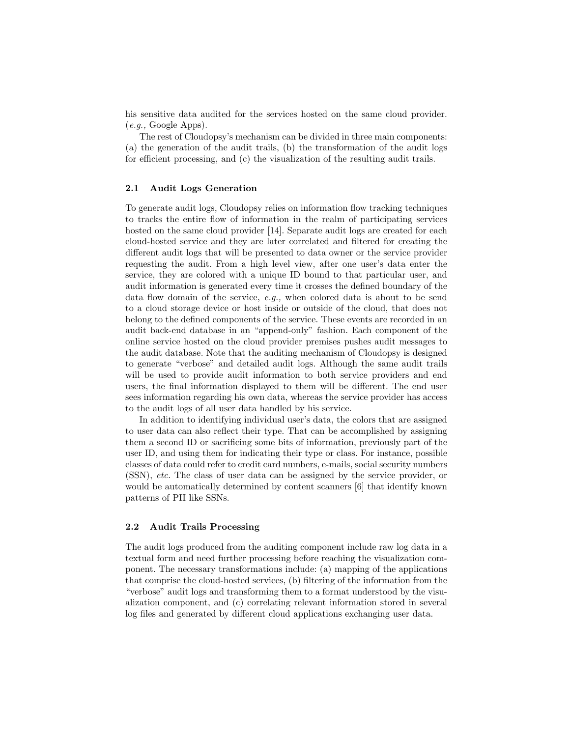his sensitive data audited for the services hosted on the same cloud provider. (*e.g.,* Google Apps).

The rest of Cloudopsy's mechanism can be divided in three main components: (a) the generation of the audit trails, (b) the transformation of the audit logs for efficient processing, and (c) the visualization of the resulting audit trails.

### 2.1 Audit Logs Generation

To generate audit logs, Cloudopsy relies on information flow tracking techniques to tracks the entire flow of information in the realm of participating services hosted on the same cloud provider [14]. Separate audit logs are created for each cloud-hosted service and they are later correlated and filtered for creating the different audit logs that will be presented to data owner or the service provider requesting the audit. From a high level view, after one user's data enter the service, they are colored with a unique ID bound to that particular user, and audit information is generated every time it crosses the defined boundary of the data flow domain of the service, *e.g.,* when colored data is about to be send to a cloud storage device or host inside or outside of the cloud, that does not belong to the defined components of the service. These events are recorded in an audit back-end database in an "append-only" fashion. Each component of the online service hosted on the cloud provider premises pushes audit messages to the audit database. Note that the auditing mechanism of Cloudopsy is designed to generate "verbose" and detailed audit logs. Although the same audit trails will be used to provide audit information to both service providers and end users, the final information displayed to them will be different. The end user sees information regarding his own data, whereas the service provider has access to the audit logs of all user data handled by his service.

In addition to identifying individual user's data, the colors that are assigned to user data can also reflect their type. That can be accomplished by assigning them a second ID or sacrificing some bits of information, previously part of the user ID, and using them for indicating their type or class. For instance, possible classes of data could refer to credit card numbers, e-mails, social security numbers (SSN), *etc.* The class of user data can be assigned by the service provider, or would be automatically determined by content scanners [6] that identify known patterns of PII like SSNs.

### 2.2 Audit Trails Processing

The audit logs produced from the auditing component include raw log data in a textual form and need further processing before reaching the visualization component. The necessary transformations include: (a) mapping of the applications that comprise the cloud-hosted services, (b) filtering of the information from the "verbose" audit logs and transforming them to a format understood by the visualization component, and (c) correlating relevant information stored in several log files and generated by different cloud applications exchanging user data.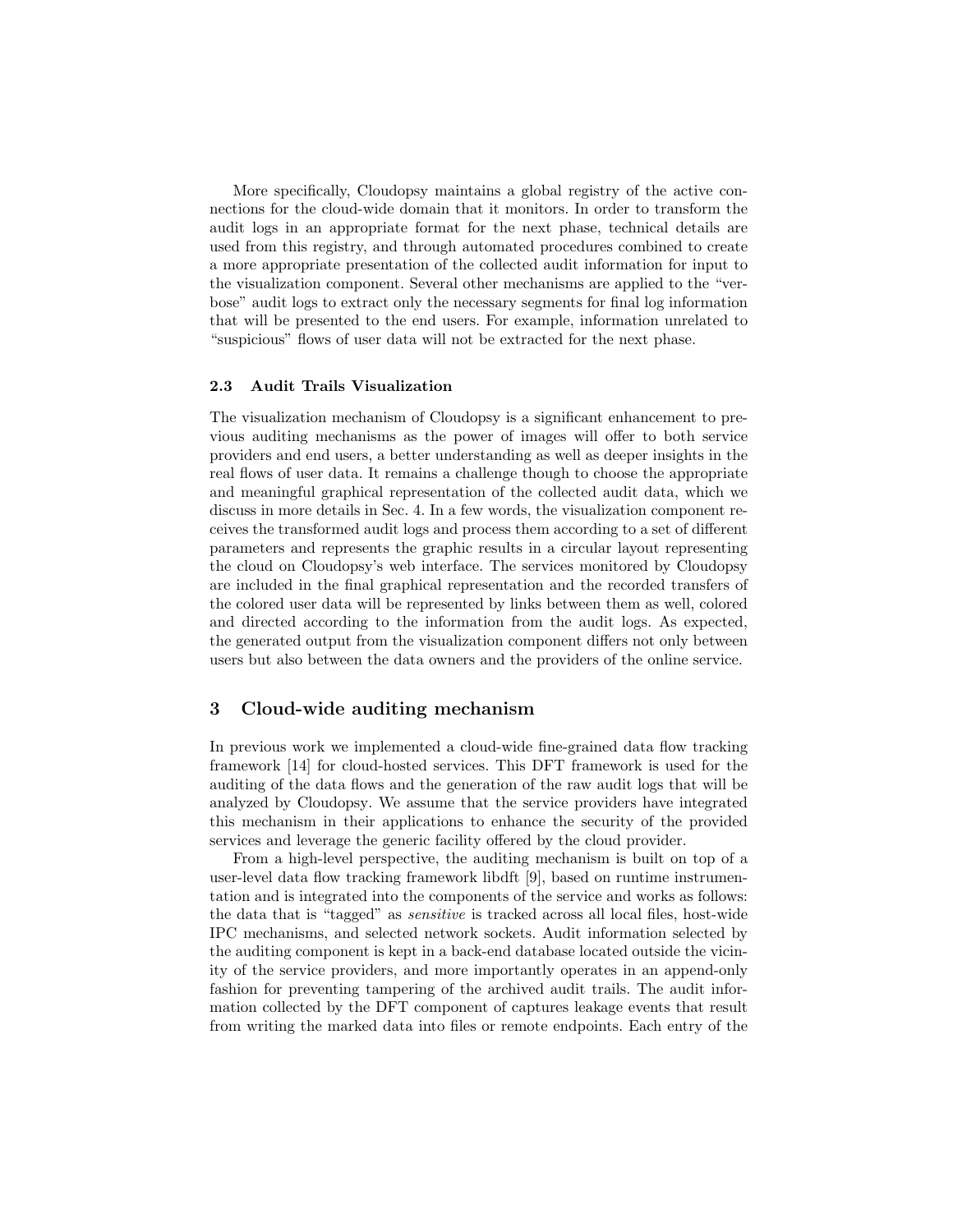More specifically, Cloudopsy maintains a global registry of the active connections for the cloud-wide domain that it monitors. In order to transform the audit logs in an appropriate format for the next phase, technical details are used from this registry, and through automated procedures combined to create a more appropriate presentation of the collected audit information for input to the visualization component. Several other mechanisms are applied to the "verbose" audit logs to extract only the necessary segments for final log information that will be presented to the end users. For example, information unrelated to "suspicious" flows of user data will not be extracted for the next phase.

### 2.3 Audit Trails Visualization

The visualization mechanism of Cloudopsy is a significant enhancement to previous auditing mechanisms as the power of images will offer to both service providers and end users, a better understanding as well as deeper insights in the real flows of user data. It remains a challenge though to choose the appropriate and meaningful graphical representation of the collected audit data, which we discuss in more details in Sec. 4. In a few words, the visualization component receives the transformed audit logs and process them according to a set of different parameters and represents the graphic results in a circular layout representing the cloud on Cloudopsy's web interface. The services monitored by Cloudopsy are included in the final graphical representation and the recorded transfers of the colored user data will be represented by links between them as well, colored and directed according to the information from the audit logs. As expected, the generated output from the visualization component differs not only between users but also between the data owners and the providers of the online service.

## 3 Cloud-wide auditing mechanism

In previous work we implemented a cloud-wide fine-grained data flow tracking framework [14] for cloud-hosted services. This DFT framework is used for the auditing of the data flows and the generation of the raw audit logs that will be analyzed by Cloudopsy. We assume that the service providers have integrated this mechanism in their applications to enhance the security of the provided services and leverage the generic facility offered by the cloud provider.

From a high-level perspective, the auditing mechanism is built on top of a user-level data flow tracking framework libdft [9], based on runtime instrumentation and is integrated into the components of the service and works as follows: the data that is "tagged" as *sensitive* is tracked across all local files, host-wide IPC mechanisms, and selected network sockets. Audit information selected by the auditing component is kept in a back-end database located outside the vicinity of the service providers, and more importantly operates in an append-only fashion for preventing tampering of the archived audit trails. The audit information collected by the DFT component of captures leakage events that result from writing the marked data into files or remote endpoints. Each entry of the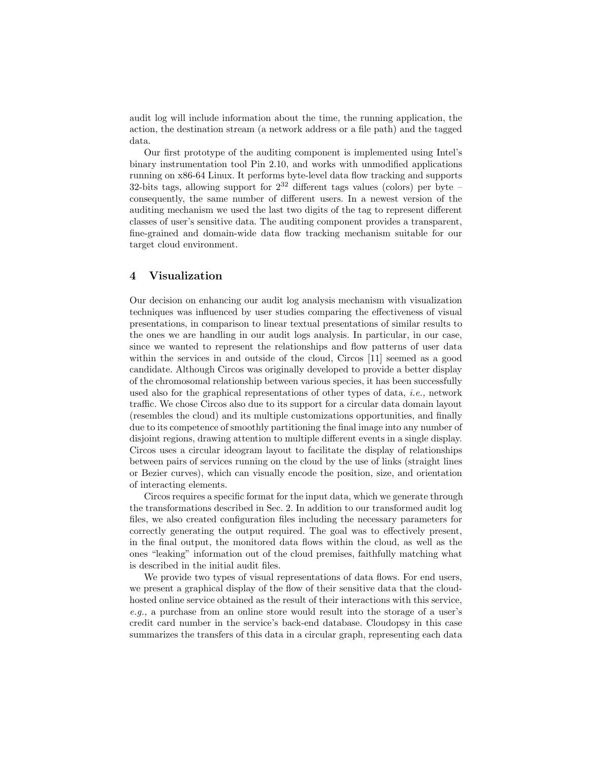audit log will include information about the time, the running application, the action, the destination stream (a network address or a file path) and the tagged data.

Our first prototype of the auditing component is implemented using Intel's binary instrumentation tool Pin 2.10, and works with unmodified applications running on x86-64 Linux. It performs byte-level data flow tracking and supports 32-bits tags, allowing support for $2^{32}$ different tags values (colors) per byte – consequently, the same number of different users. In a newest version of the auditing mechanism we used the last two digits of the tag to represent different classes of user's sensitive data. The auditing component provides a transparent, fine-grained and domain-wide data flow tracking mechanism suitable for our target cloud environment.

## 4 Visualization

Our decision on enhancing our audit log analysis mechanism with visualization techniques was influenced by user studies comparing the effectiveness of visual presentations, in comparison to linear textual presentations of similar results to the ones we are handling in our audit logs analysis. In particular, in our case, since we wanted to represent the relationships and flow patterns of user data within the services in and outside of the cloud, Circos [11] seemed as a good candidate. Although Circos was originally developed to provide a better display of the chromosomal relationship between various species, it has been successfully used also for the graphical representations of other types of data, *i.e.,* network traffic. We chose Circos also due to its support for a circular data domain layout (resembles the cloud) and its multiple customizations opportunities, and finally due to its competence of smoothly partitioning the final image into any number of disjoint regions, drawing attention to multiple different events in a single display. Circos uses a circular ideogram layout to facilitate the display of relationships between pairs of services running on the cloud by the use of links (straight lines or Bezier curves), which can visually encode the position, size, and orientation of interacting elements.

Circos requires a specific format for the input data, which we generate through the transformations described in Sec. 2. In addition to our transformed audit log files, we also created configuration files including the necessary parameters for correctly generating the output required. The goal was to effectively present, in the final output, the monitored data flows within the cloud, as well as the ones "leaking" information out of the cloud premises, faithfully matching what is described in the initial audit files.

We provide two types of visual representations of data flows. For end users, we present a graphical display of the flow of their sensitive data that the cloud-hosted online service obtained as the result of their interactions with this service, *e.g.,* a purchase from an online store would result into the storage of a user's credit card number in the service's back-end database. Cloudopsy in this case summarizes the transfers of this data in a circular graph, representing each data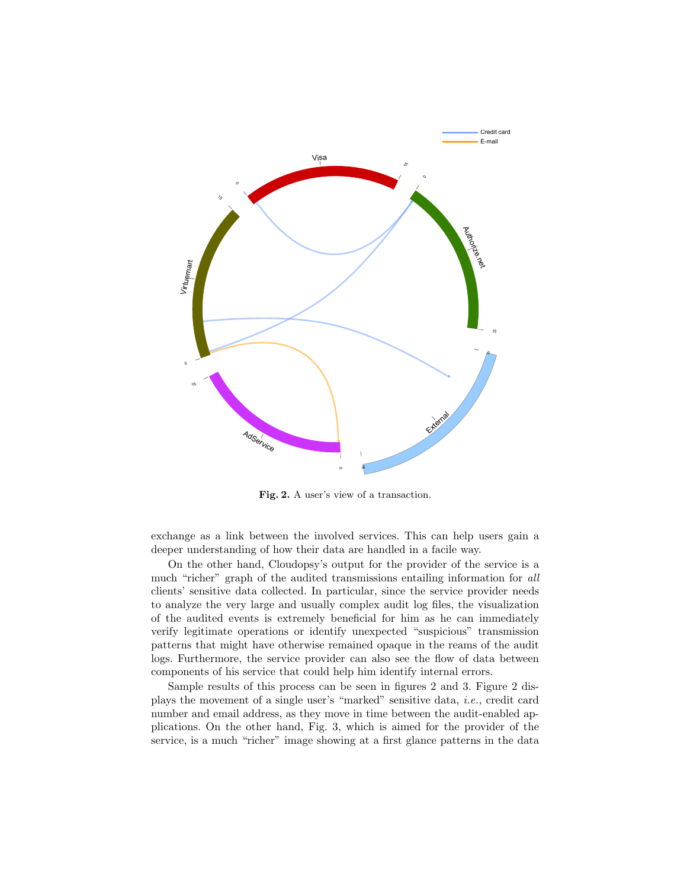**Fig. 2.** A user's view of a transaction.

exchange as a link between the involved services. This can help users gain a deeper understanding of how their data are handled in a facile way.

On the other hand, Cloudopsy's output for the provider of the service is a much "richer" graph of the audited transmissions entailing information for *all* clients' sensitive data collected. In particular, since the service provider needs to analyze the very large and usually complex audit log files, the visualization of the audited events is extremely beneficial for him as he can immediately verify legitimate operations or identify unexpected "suspicious" transmission patterns that might have otherwise remained opaque in the reams of the audit logs. Furthermore, the service provider can also see the flow of data between components of his service that could help him identify internal errors.

Sample results of this process can be seen in figures 2 and 3. Figure 2 displays the movement of a single user's "marked" sensitive data, *i.e.,* credit card number and email address, as they move in time between the audit-enabled applications. On the other hand, Fig. 3, which is aimed for the provider of the service, is a much "richer" image showing at a first glance patterns in the data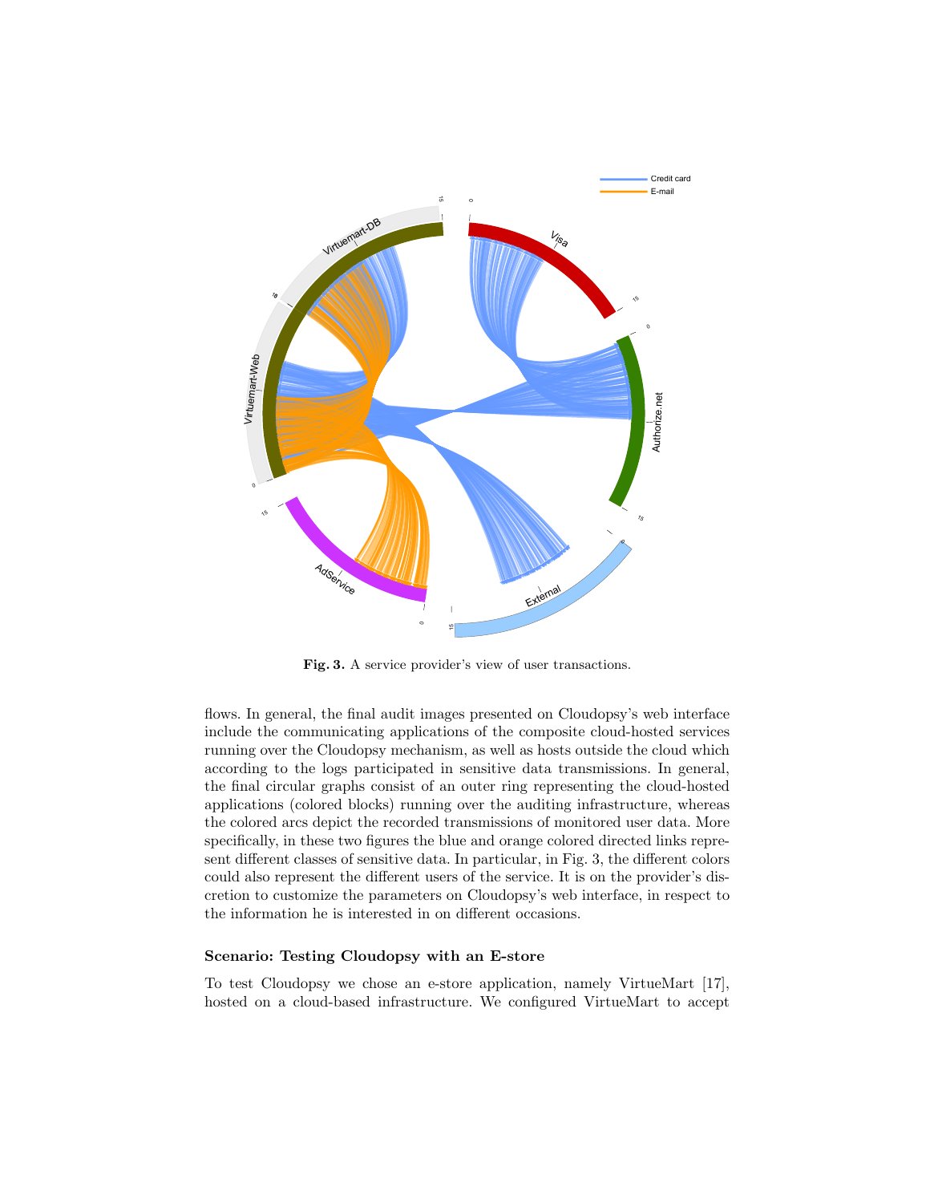**Fig. 3.** A service provider's view of user transactions.

flows. In general, the final audit images presented on Cloudopsy's web interface include the communicating applications of the composite cloud-hosted services running over the Cloudopsy mechanism, as well as hosts outside the cloud which according to the logs participated in sensitive data transmissions. In general, the final circular graphs consist of an outer ring representing the cloud-hosted applications (colored blocks) running over the auditing infrastructure, whereas the colored arcs depict the recorded transmissions of monitored user data. More specifically, in these two figures the blue and orange colored directed links represent different classes of sensitive data. In particular, in Fig. 3, the different colors could also represent the different users of the service. It is on the provider's discretion to customize the parameters on Cloudopsy's web interface, in respect to the information he is interested in on different occasions.

### Scenario: Testing Cloudopsy with an E-store

To test Cloudopsy we chose an e-store application, namely VirtueMart [17], hosted on a cloud-based infrastructure. We configured VirtueMart to accept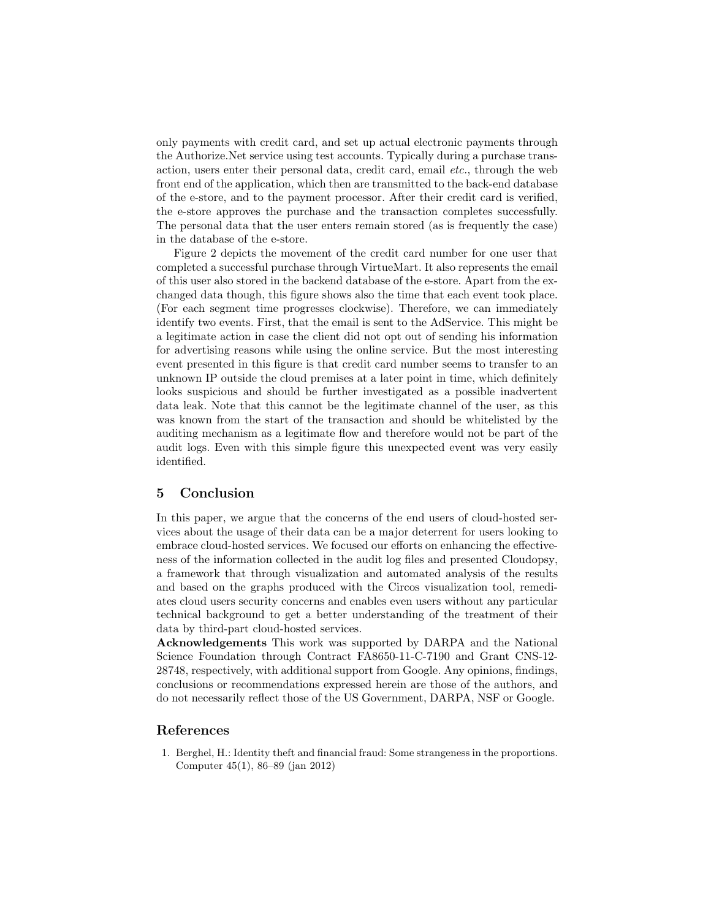only payments with credit card, and set up actual electronic payments through the Authorize.Net service using test accounts. Typically during a purchase transaction, users enter their personal data, credit card, email *etc.*, through the web front end of the application, which then are transmitted to the back-end database of the e-store, and to the payment processor. After their credit card is verified, the e-store approves the purchase and the transaction completes successfully. The personal data that the user enters remain stored (as is frequently the case) in the database of the e-store.

Figure 2 depicts the movement of the credit card number for one user that completed a successful purchase through VirtueMart. It also represents the email of this user also stored in the backend database of the e-store. Apart from the exchanged data though, this figure shows also the time that each event took place. (For each segment time progresses clockwise). Therefore, we can immediately identify two events. First, that the email is sent to the AdService. This might be a legitimate action in case the client did not opt out of sending his information for advertising reasons while using the online service. But the most interesting event presented in this figure is that credit card number seems to transfer to an unknown IP outside the cloud premises at a later point in time, which definitely looks suspicious and should be further investigated as a possible inadvertent data leak. Note that this cannot be the legitimate channel of the user, as this was known from the start of the transaction and should be whitelisted by the auditing mechanism as a legitimate flow and therefore would not be part of the audit logs. Even with this simple figure this unexpected event was very easily identified.

## 5 Conclusion

In this paper, we argue that the concerns of the end users of cloud-hosted services about the usage of their data can be a major deterrent for users looking to embrace cloud-hosted services. We focused our efforts on enhancing the effectiveness of the information collected in the audit log files and presented Cloudopsy, a framework that through visualization and automated analysis of the results and based on the graphs produced with the Circos visualization tool, remediates cloud users security concerns and enables even users without any particular technical background to get a better understanding of the treatment of their data by third-part cloud-hosted services.

**Acknowledgements** This work was supported by DARPA and the National Science Foundation through Contract FA8650-11-C-7190 and Grant CNS-12-28748, respectively, with additional support from Google. Any opinions, findings, conclusions or recommendations expressed herein are those of the authors, and do not necessarily reflect those of the US Government, DARPA, NSF or Google.

## References

1. Berghel, H.: Identity theft and financial fraud: Some strangeness in the proportions. Computer 45(1), 86–89 (jan 2012)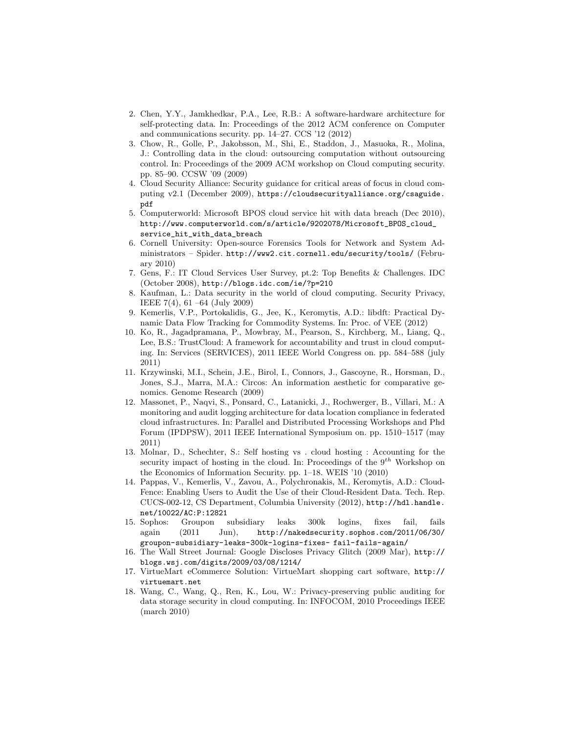2. Chen, Y.Y., Jamkhedkar, P.A., Lee, R.B.: A software-hardware architecture for self-protecting data. In: Proceedings of the 2012 ACM conference on Computer and communications security. pp. 14–27. CCS '12 (2012)
3. Chow, R., Golle, P., Jakobsson, M., Shi, E., Staddon, J., Masuoka, R., Molina, J.: Controlling data in the cloud: outsourcing computation without outsourcing control. In: Proceedings of the 2009 ACM workshop on Cloud computing security. pp. 85–90. CCSW '09 (2009)
4. Cloud Security Alliance: Security guidance for critical areas of focus in cloud computing v2.1 (December 2009), https://cloudsecurityalliance.org/csaguide.pdf
5. Computerworld: Microsoft BPOS cloud service hit with data breach (Dec 2010), http://www.computerworld.com/s/article/9202078/Microsoft_BPOS_cloud_service_hit_with_data_breach
6. Cornell University: Open-source Forensics Tools for Network and System Administrators – Spider. http://www2.cit.cornell.edu/security/tools/ (February 2010)
7. Gens, F.: IT Cloud Services User Survey, pt.2: Top Benefits & Challenges. IDC (October 2008), http://blogs.idc.com/ie/?p=210
8. Kaufman, L.: Data security in the world of cloud computing. Security Privacy, IEEE 7(4), 61 –64 (July 2009)
9. Kemerlis, V.P., Portokalidis, G., Jee, K., Keromytis, A.D.: libdft: Practical Dynamic Data Flow Tracking for Commodity Systems. In: Proc. of VEE (2012)
10. Ko, R., Jagadpramana, P., Mowbray, M., Pearson, S., Kirchberg, M., Liang, Q., Lee, B.S.: TrustCloud: A framework for accountability and trust in cloud computing. In: Services (SERVICES), 2011 IEEE World Congress on. pp. 584–588 (july 2011)
11. Krzywinski, M.I., Schein, J.E., Birol, I., Connors, J., Gascoyne, R., Horsman, D., Jones, S.J., Marra, M.A.: Circos: An information aesthetic for comparative genomics. Genome Research (2009)
12. Massonet, P., Naqvi, S., Ponsard, C., Latanicki, J., Rochwerger, B., Villari, M.: A monitoring and audit logging architecture for data location compliance in federated cloud infrastructures. In: Parallel and Distributed Processing Workshops and Phd Forum (IPDPSW), 2011 IEEE International Symposium on. pp. 1510–1517 (may 2011)
13. Molnar, D., Schechter, S.: Self hosting vs . cloud hosting : Accounting for the security impact of hosting in the cloud. In: Proceedings of the $9^{th}$ Workshop on the Economics of Information Security. pp. 1–18. WEIS '10 (2010)
14. Pappas, V., Kemerlis, V., Zavou, A., Polychronakis, M., Keromytis, A.D.: CloudFence: Enabling Users to Audit the Use of their Cloud-Resident Data. Tech. Rep. CUCS-002-12, CS Department, Columbia University (2012), http://hdl.handle.net/10022/AC:P:12821
15. Sophos: Groupon subsidiary leaks 300k logins, fixes fail, fails again (2011 Jun), http://nakedsecurity.sophos.com/2011/06/30/groupon-subsidiary-leaks-300k-logins-fixes- fail-fails-again/
16. The Wall Street Journal: Google Discloses Privacy Glitch (2009 Mar), http://blogs.wsj.com/digits/2009/03/08/1214/
17. VirtueMart eCommerce Solution: VirtueMart shopping cart software, http://virtuemart.net
18. Wang, C., Wang, Q., Ren, K., Lou, W.: Privacy-preserving public auditing for data storage security in cloud computing. In: INFOCOM, 2010 Proceedings IEEE (march 2010)